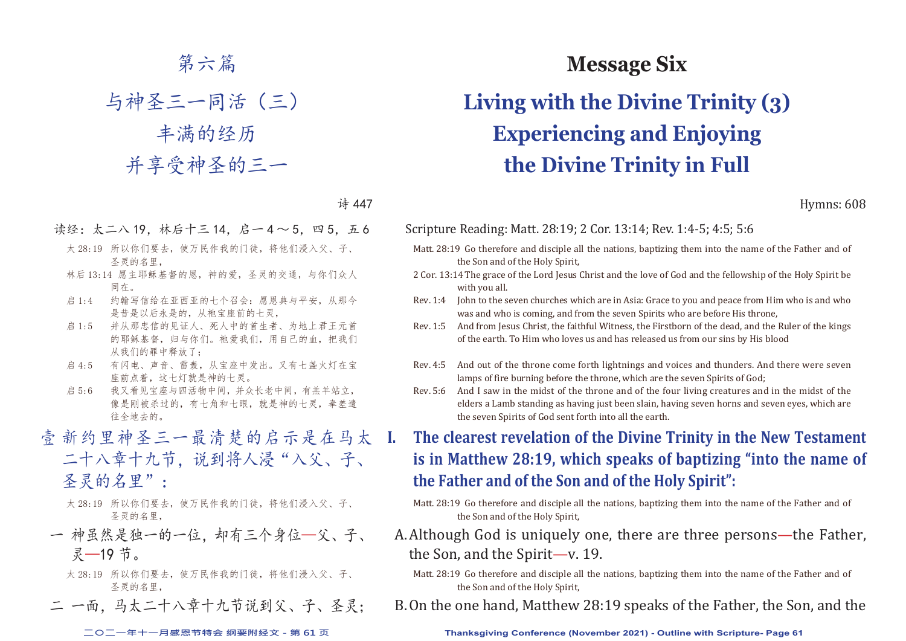# 第六篇

# 与神圣三一同活（三）丰满的经历并享受神圣的三一

诗 447

读经：太二八 19，林后十三 14，启一 4～5，四 5，五 6

太 28:19 所以你们要去，使万民作我的门徒，将他们浸入父、子、圣灵的名里，

林后 13:14 愿主耶稣基督的恩，神的爱，圣灵的交通，与你们众人同在。

启 1:4 约翰写信给在亚西亚的七个召会：愿恩典与平安，从那今是昔是以后永是的，从祂宝座前的七灵，

启 1:5 并从那忠信的见证人、死人中的首生者、为地上君王元首的耶稣基督，归与你们。祂爱我们，用自己的血，把我们从我们的罪中释放了；

启 4:5 有闪电、声音、雷轰，从宝座中发出。又有七盏火灯在宝座前点着，这七灯就是神的七灵。

启 5:6 我又看见宝座与四活物中间，并众长老中间，有羔羊站立，像是刚被杀过的，有七角和七眼，就是神的七灵，奉差遣往全地去的。

## 壹 新约里神圣三一最清楚的启示是在马太二十八章十九节，说到将人浸"入父、子、圣灵的名里"：

太 28:19 所以你们要去，使万民作我的门徒，将他们浸入父、子、圣灵的名里，

一 神虽然是独一的一位，却有三个身位—父、子、灵—19 节。

太 28:19 所以你们要去，使万民作我的门徒，将他们浸入父、子、圣灵的名里，

二 一面，马太二十八章十九节说到父、子、圣灵；

---

# Message Six

# Living with the Divine Trinity (3) Experiencing and Enjoying the Divine Trinity in Full

Hymns: 608

Scripture Reading: Matt. 28:19; 2 Cor. 13:14; Rev. 1:4-5; 4:5; 5:6

Matt. 28:19 Go therefore and disciple all the nations, baptizing them into the name of the Father and of the Son and of the Holy Spirit,

2 Cor. 13:14 The grace of the Lord Jesus Christ and the love of God and the fellowship of the Holy Spirit be with you all.

Rev. 1:4 John to the seven churches which are in Asia: Grace to you and peace from Him who is and who was and who is coming, and from the seven Spirits who are before His throne,

Rev. 1:5 And from Jesus Christ, the faithful Witness, the Firstborn of the dead, and the Ruler of the kings of the earth. To Him who loves us and has released us from our sins by His blood

Rev. 4:5 And out of the throne come forth lightnings and voices and thunders. And there were seven lamps of fire burning before the throne, which are the seven Spirits of God;

Rev. 5:6 And I saw in the midst of the throne and of the four living creatures and in the midst of the elders a Lamb standing as having just been slain, having seven horns and seven eyes, which are the seven Spirits of God sent forth into all the earth.

## I. The clearest revelation of the Divine Trinity in the New Testament is in Matthew 28:19, which speaks of baptizing "into the name of the Father and of the Son and of the Holy Spirit":

Matt. 28:19 Go therefore and disciple all the nations, baptizing them into the name of the Father and of the Son and of the Holy Spirit,

A. Although God is uniquely one, there are three persons—the Father, the Son, and the Spirit—v. 19.

Matt. 28:19 Go therefore and disciple all the nations, baptizing them into the name of the Father and of the Son and of the Holy Spirit,

B. On the one hand, Matthew 28:19 speaks of the Father, the Son, and the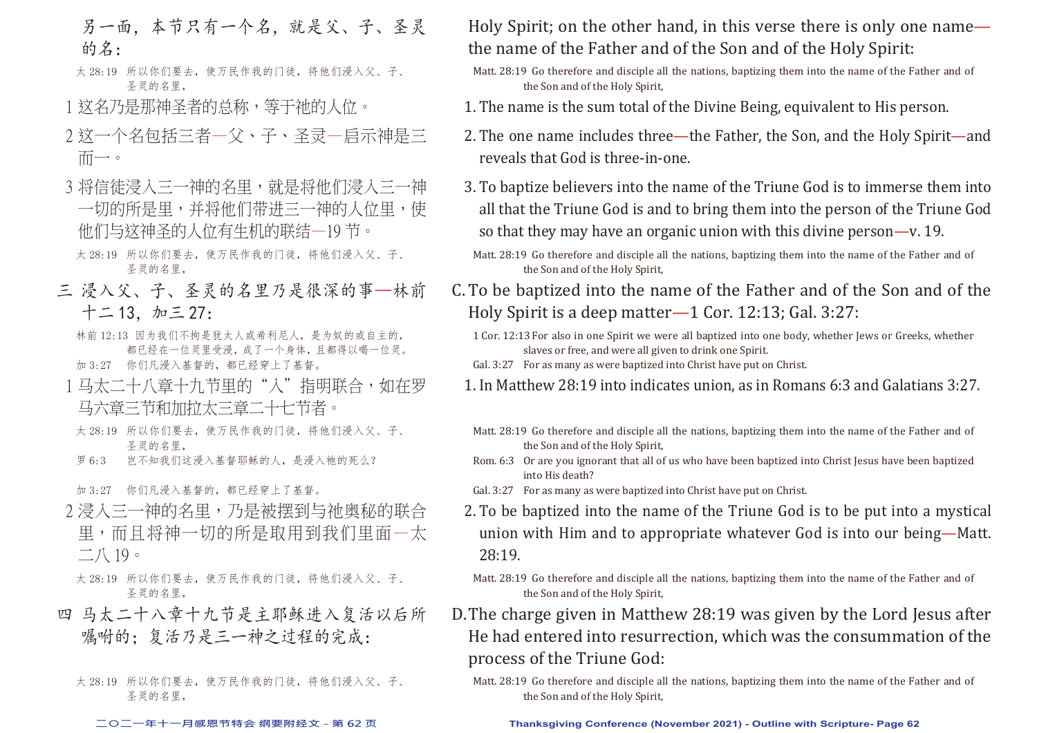另一面，本节只有一个名，就是父、子、圣灵的名：

太 28:19　所以你们要去，使万民作我的门徒，将他们浸入父、子、圣灵的名里，

1 这名乃是那神圣者的总称，等于祂的人位。

2 这一个名包括三者—父、子、圣灵—启示神是三而一。

3 将信徒浸入三一神的名里，就是将他们浸入三一神一切的所是里，并将他们带进三一神的人位里，使他们与这神圣的人位有生机的联结—19 节。

太 28:19　所以你们要去，使万民作我的门徒，将他们浸入父、子、圣灵的名里，

三 浸入父、子、圣灵的名里乃是很深的事—林前十二 13，加三 27：

林前 12:13　因为我们不拘是犹太人或希利尼人，是为奴的或自主的，都已经在一位灵里受浸，成了一个身体，且都得以喝一位灵。

加 3:27　你们凡浸入基督的，都已经穿上了基督。

1 马太二十八章十九节里的"入"指明联合，如在罗马六章三节和加拉太三章二十七节者。

太 28:19　所以你们要去，使万民作我的门徒，将他们浸入父、子、圣灵的名里，

罗 6:3　岂不知我们这浸入基督耶稣的人，是浸入祂的死么？

加 3:27　你们凡浸入基督的，都已经穿上了基督。

2 浸入三一神的名里，乃是被摆到与祂奥秘的联合里，而且将神一切的所是取用到我们里面—太二八 19。

太 28:19　所以你们要去，使万民作我的门徒，将他们浸入父、子、圣灵的名里，

四 马太二十八章十九节是主耶稣进入复活以后所嘱咐的；复活乃是三一神之过程的完成：

太 28:19　所以你们要去，使万民作我的门徒，将他们浸入父、子、圣灵的名里，

---

Holy Spirit; on the other hand, in this verse there is only one name—the name of the Father and of the Son and of the Holy Spirit:

Matt. 28:19　Go therefore and disciple all the nations, baptizing them into the name of the Father and of the Son and of the Holy Spirit,

1. The name is the sum total of the Divine Being, equivalent to His person.

2. The one name includes three—the Father, the Son, and the Holy Spirit—and reveals that God is three-in-one.

3. To baptize believers into the name of the Triune God is to immerse them into all that the Triune God is and to bring them into the person of the Triune God so that they may have an organic union with this divine person—v. 19.

Matt. 28:19　Go therefore and disciple all the nations, baptizing them into the name of the Father and of the Son and of the Holy Spirit,

C. To be baptized into the name of the Father and of the Son and of the Holy Spirit is a deep matter—1 Cor. 12:13; Gal. 3:27:

1 Cor. 12:13　For also in one Spirit we were all baptized into one body, whether Jews or Greeks, whether slaves or free, and were all given to drink one Spirit.

Gal. 3:27　For as many as were baptized into Christ have put on Christ.

1. In Matthew 28:19 into indicates union, as in Romans 6:3 and Galatians 3:27.

Matt. 28:19　Go therefore and disciple all the nations, baptizing them into the name of the Father and of the Son and of the Holy Spirit,

Rom. 6:3　Or are you ignorant that all of us who have been baptized into Christ Jesus have been baptized into His death?

Gal. 3:27　For as many as were baptized into Christ have put on Christ.

2. To be baptized into the name of the Triune God is to be put into a mystical union with Him and to appropriate whatever God is into our being—Matt. 28:19.

Matt. 28:19　Go therefore and disciple all the nations, baptizing them into the name of the Father and of the Son and of the Holy Spirit,

D. The charge given in Matthew 28:19 was given by the Lord Jesus after He had entered into resurrection, which was the consummation of the process of the Triune God:

Matt. 28:19　Go therefore and disciple all the nations, baptizing them into the name of the Father and of the Son and of the Holy Spirit,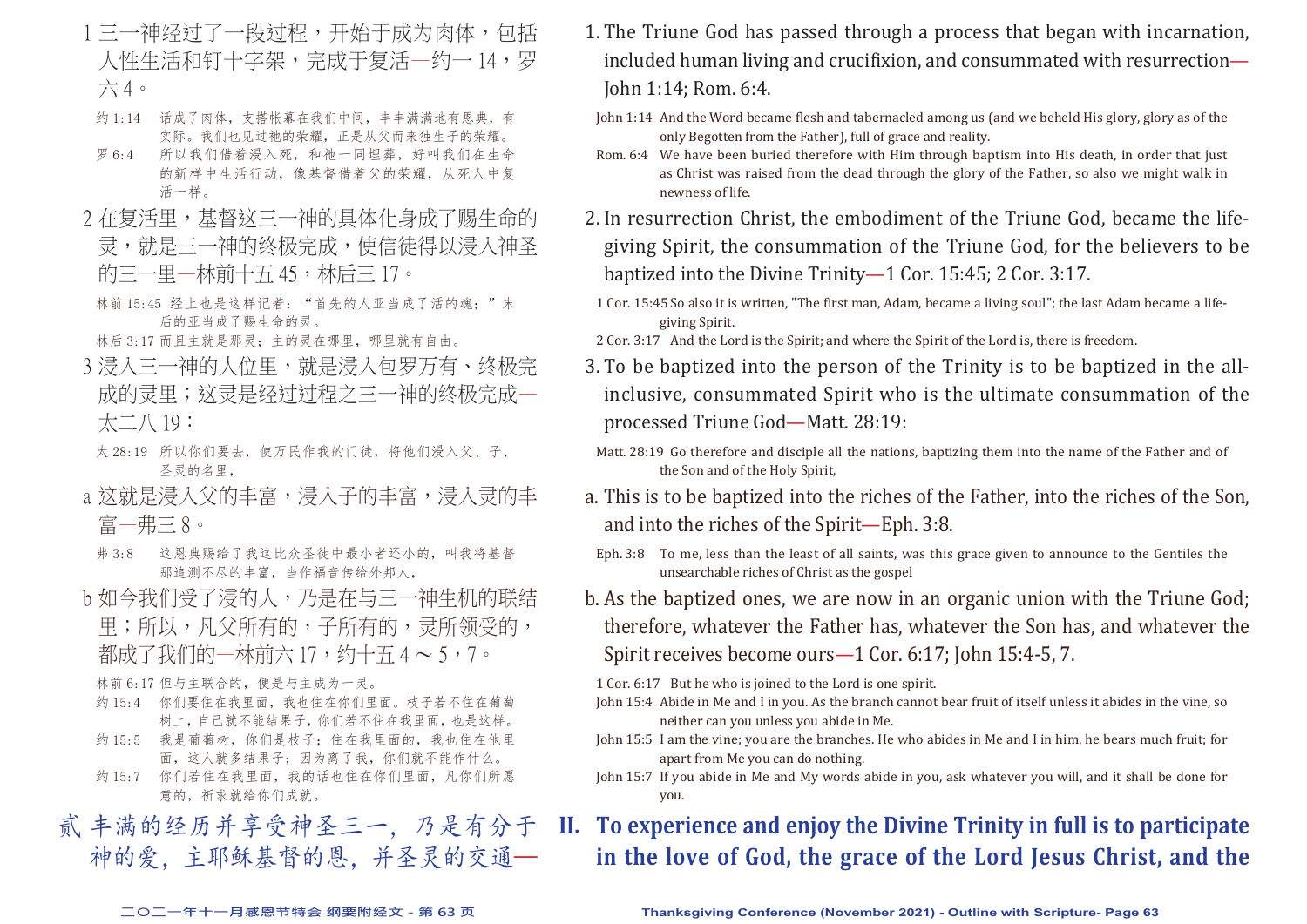1 三一神经过了一段过程，开始于成为肉体，包括人性生活和钉十字架，完成于复活—约一 14，罗六 4。

约 1:14　话成了肉体，支搭帐幕在我们中间，丰丰满满地有恩典，有实际。我们也见过祂的荣耀，正是从父而来独生子的荣耀。

罗 6:4　所以我们借着浸入死，和祂一同埋葬，好叫我们在生命的新样中生活行动，像基督借着父的荣耀，从死人中复活一样。

2 在复活里，基督这三一神的具体化身成了赐生命的灵，就是三一神的终极完成，使信徒得以浸入神圣的三一里—林前十五 45，林后三 17。

林前 15:45　经上也是这样记着："首先的人亚当成了活的魂；"末后的亚当成了赐生命的灵。

林后 3:17　而且主就是那灵；主的灵在哪里，哪里就有自由。

3 浸入三一神的人位里，就是浸入包罗万有、终极完成的灵里；这灵是经过过程之三一神的终极完成—太二八 19：

太 28:19　所以你们要去，使万民作我的门徒，将他们浸入父、子、圣灵的名里，

a 这就是浸入父的丰富，浸入子的丰富，浸入灵的丰富—弗三 8。

弗 3:8　这恩典赐给了我这比众圣徒中最小者还小的，叫我将基督那追测不尽的丰富，当作福音传给外邦人，

b 如今我们受了浸的人，乃是在与三一神生机的联结里；所以，凡父所有的，子所有的，灵所领受的，都成了我们的—林前六 17，约十五 4 ～ 5，7。

林前 6:17　但与主联合的，便是与主成为一灵。

约 15:4　你们要住在我里面，我也住在你们里面。枝子若不住在葡萄树上，自己就不能结果子，你们若不住在我里面，也是这样。

约 15:5　我是葡萄树，你们是枝子；住在我里面的，我也住在他里面，这人就多结果子；因为离了我，你们就不能作什么。

约 15:7　你们若住在我里面，我的话也住在你们里面，凡你们所愿意的，祈求就给你们成就。

## 贰 丰满的经历并享受神圣三一，乃是有分于神的爱，主耶稣基督的恩，并圣灵的交通—

1. The Triune God has passed through a process that began with incarnation, included human living and crucifixion, and consummated with resurrection—John 1:14; Rom. 6:4.

John 1:14　And the Word became flesh and tabernacled among us (and we beheld His glory, glory as of the only Begotten from the Father), full of grace and reality.

Rom. 6:4　We have been buried therefore with Him through baptism into His death, in order that just as Christ was raised from the dead through the glory of the Father, so also we might walk in newness of life.

2. In resurrection Christ, the embodiment of the Triune God, became the life-giving Spirit, the consummation of the Triune God, for the believers to be baptized into the Divine Trinity—1 Cor. 15:45; 2 Cor. 3:17.

1 Cor. 15:45　So also it is written, "The first man, Adam, became a living soul"; the last Adam became a life-giving Spirit.

2 Cor. 3:17　And the Lord is the Spirit; and where the Spirit of the Lord is, there is freedom.

3. To be baptized into the person of the Trinity is to be baptized in the all-inclusive, consummated Spirit who is the ultimate consummation of the processed Triune God—Matt. 28:19:

Matt. 28:19　Go therefore and disciple all the nations, baptizing them into the name of the Father and of the Son and of the Holy Spirit,

a. This is to be baptized into the riches of the Father, into the riches of the Son, and into the riches of the Spirit—Eph. 3:8.

Eph. 3:8　To me, less than the least of all saints, was this grace given to announce to the Gentiles the unsearchable riches of Christ as the gospel

b. As the baptized ones, we are now in an organic union with the Triune God; therefore, whatever the Father has, whatever the Son has, and whatever the Spirit receives become ours—1 Cor. 6:17; John 15:4-5, 7.

1 Cor. 6:17　But he who is joined to the Lord is one spirit.

John 15:4　Abide in Me and I in you. As the branch cannot bear fruit of itself unless it abides in the vine, so neither can you unless you abide in Me.

John 15:5　I am the vine; you are the branches. He who abides in Me and I in him, he bears much fruit; for apart from Me you can do nothing.

John 15:7　If you abide in Me and My words abide in you, ask whatever you will, and it shall be done for you.

## II. To experience and enjoy the Divine Trinity in full is to participate in the love of God, the grace of the Lord Jesus Christ, and the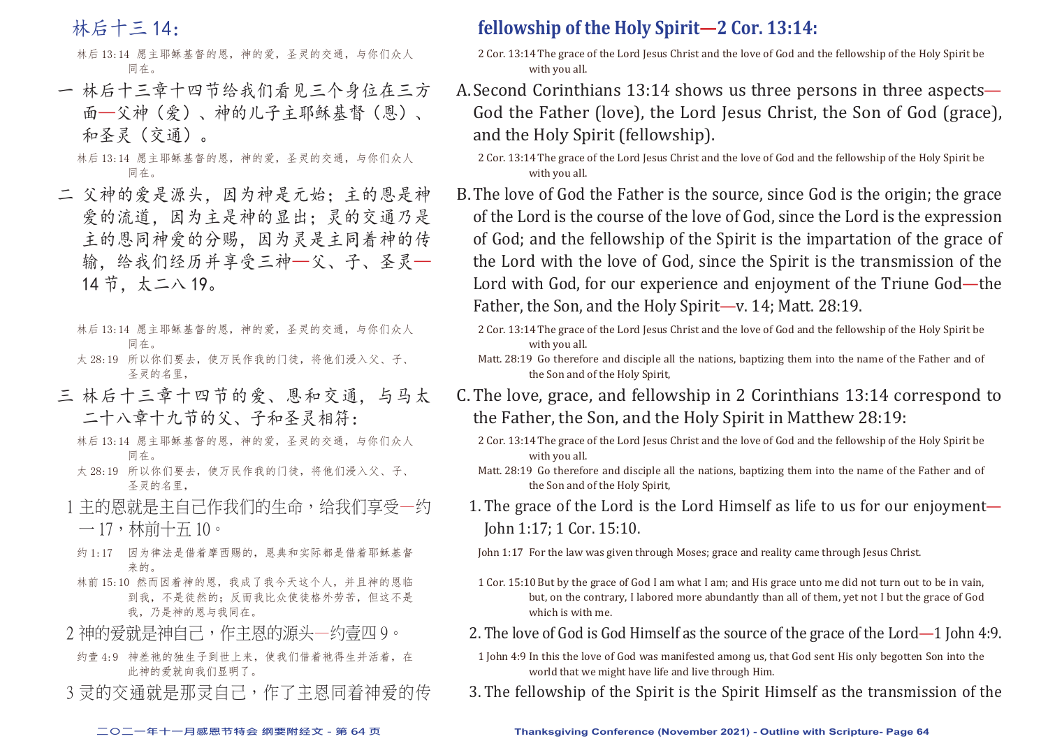林后十三14：

林后13:14 愿主耶稣基督的恩，神的爱，圣灵的交通，与你们众人同在。

一 林后十三章十四节给我们看见三个身位在三方面—父神（爱）、神的儿子主耶稣基督（恩）、和圣灵（交通）。

林后13:14 愿主耶稣基督的恩，神的爱，圣灵的交通，与你们众人同在。

二 父神的爱是源头，因为神是元始；主的恩是神爱的流道，因为主是神的显出；灵的交通乃是主的恩同神爱的分赐，因为灵是主同着神的传输，给我们经历并享受三神—父、子、圣灵—14节，太二八19。

林后13:14 愿主耶稣基督的恩，神的爱，圣灵的交通，与你们众人同在。

太28:19 所以你们要去，使万民作我的门徒，将他们浸入父、子、圣灵的名里，

三 林后十三章十四节的爱、恩和交通，与马太二十八章十九节的父、子和圣灵相符：

林后13:14 愿主耶稣基督的恩，神的爱，圣灵的交通，与你们众人同在。

太28:19 所以你们要去，使万民作我的门徒，将他们浸入父、子、圣灵的名里，

1 主的恩就是主自己作我们的生命，给我们享受—约一17，林前十五10。

约1:17 因为律法是借着摩西赐的，恩典和实际都是借着耶稣基督来的。

林前15:10 然而因着神的恩，我成了我今天这个人，并且神的恩临到我，不是徒然的；反而我比众使徒格外劳苦，但这不是我，乃是神的恩与我同在。

2 神的爱就是神自己，作主恩的源头—约壹四9。

约壹4:9 神差祂的独生子到世上来，使我们借着祂得生并活着，在此神的爱就向我们显明了。

3 灵的交通就是那灵自己，作了主恩同着神爱的传

## fellowship of the Holy Spirit—2 Cor. 13:14:

2 Cor. 13:14 The grace of the Lord Jesus Christ and the love of God and the fellowship of the Holy Spirit be with you all.

A. Second Corinthians 13:14 shows us three persons in three aspects—God the Father (love), the Lord Jesus Christ, the Son of God (grace), and the Holy Spirit (fellowship).

2 Cor. 13:14 The grace of the Lord Jesus Christ and the love of God and the fellowship of the Holy Spirit be with you all.

B. The love of God the Father is the source, since God is the origin; the grace of the Lord is the course of the love of God, since the Lord is the expression of God; and the fellowship of the Spirit is the impartation of the grace of the Lord with the love of God, since the Spirit is the transmission of the Lord with God, for our experience and enjoyment of the Triune God—the Father, the Son, and the Holy Spirit—v. 14; Matt. 28:19.

2 Cor. 13:14 The grace of the Lord Jesus Christ and the love of God and the fellowship of the Holy Spirit be with you all.

Matt. 28:19 Go therefore and disciple all the nations, baptizing them into the name of the Father and of the Son and of the Holy Spirit,

C. The love, grace, and fellowship in 2 Corinthians 13:14 correspond to the Father, the Son, and the Holy Spirit in Matthew 28:19:

2 Cor. 13:14 The grace of the Lord Jesus Christ and the love of God and the fellowship of the Holy Spirit be with you all.

Matt. 28:19 Go therefore and disciple all the nations, baptizing them into the name of the Father and of the Son and of the Holy Spirit,

1. The grace of the Lord is the Lord Himself as life to us for our enjoyment—John 1:17; 1 Cor. 15:10.

John 1:17 For the law was given through Moses; grace and reality came through Jesus Christ.

1 Cor. 15:10 But by the grace of God I am what I am; and His grace unto me did not turn out to be in vain, but, on the contrary, I labored more abundantly than all of them, yet not I but the grace of God which is with me.

2. The love of God is God Himself as the source of the grace of the Lord—1 John 4:9.

1 John 4:9 In this the love of God was manifested among us, that God sent His only begotten Son into the world that we might have life and live through Him.

3. The fellowship of the Spirit is the Spirit Himself as the transmission of the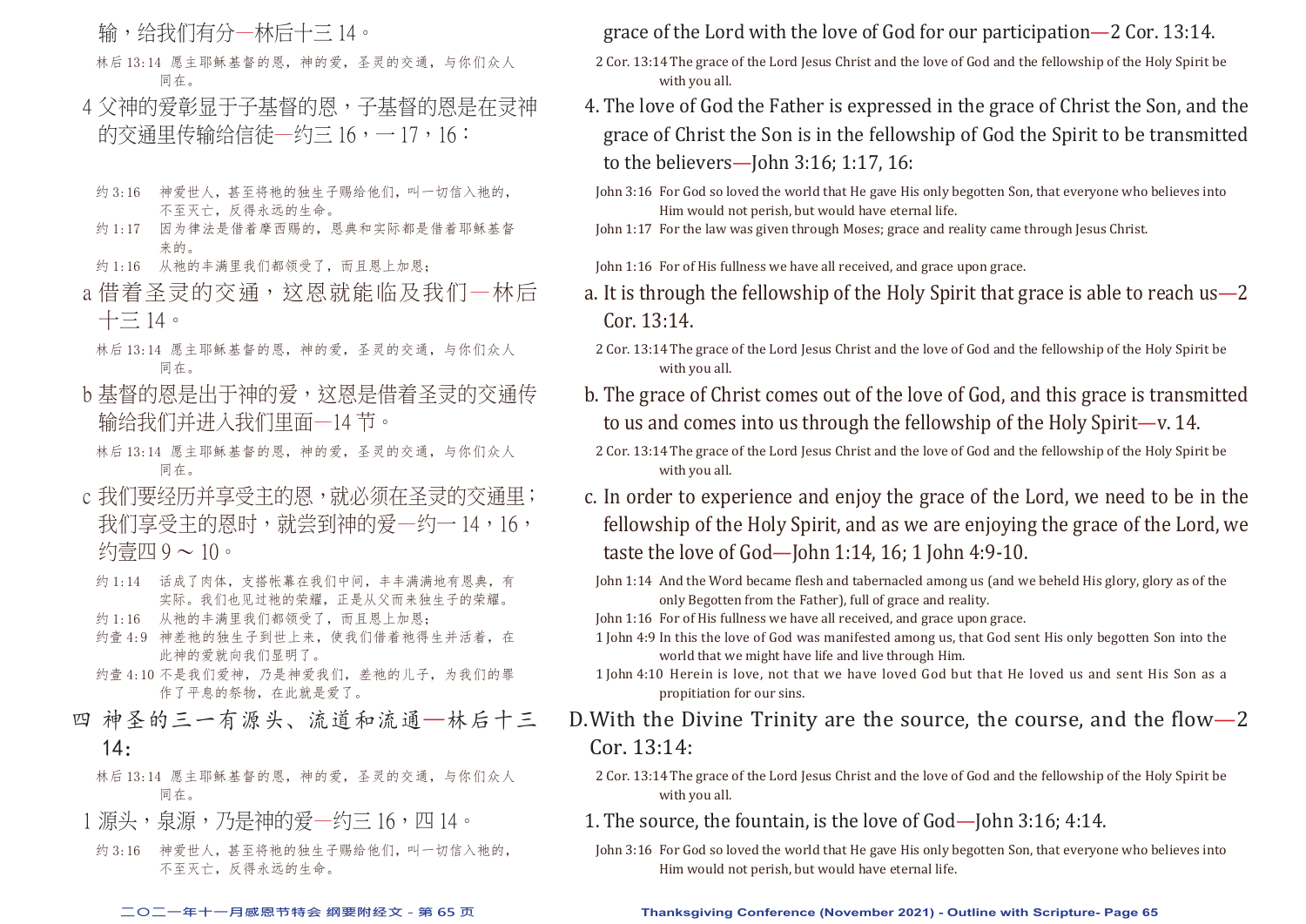输，给我们有分—林后十三 14。

林后 13:14 愿主耶稣基督的恩，神的爱，圣灵的交通，与你们众人同在。

4 父神的爱彰显于子基督的恩，子基督的恩是在灵神的交通里传输给信徒—约三 16，一 17，16：

约 3:16 神爱世人，甚至将祂的独生子赐给他们，叫一切信入祂的，不至灭亡，反得永远的生命。
约 1:17 因为律法是借着摩西赐的，恩典和实际都是借着耶稣基督来的。
约 1:16 从祂的丰满里我们都领受了，而且恩上加恩；

a 借着圣灵的交通，这恩就能临及我们—林后十三 14。

林后 13:14 愿主耶稣基督的恩，神的爱，圣灵的交通，与你们众人同在。

b 基督的恩是出于神的爱，这恩是借着圣灵的交通传输给我们并进入我们里面—14 节。

林后 13:14 愿主耶稣基督的恩，神的爱，圣灵的交通，与你们众人同在。

c 我们要经历并享受主的恩，就必须在圣灵的交通里；我们享受主的恩时，就尝到神的爱—约一 14，16，约壹四 9 ～ 10。

约 1:14 话成了肉体，支搭帐幕在我们中间，丰丰满满地有恩典，有实际。我们也见过祂的荣耀，正是从父而来独生子的荣耀。
约 1:16 从祂的丰满里我们都领受了，而且恩上加恩；
约壹 4:9 神差祂的独生子到世上来，使我们借着祂得生并活着，在此神的爱就向我们显明了。
约壹 4:10 不是我们爱神，乃是神爱我们，差祂的儿子，为我们的罪作了平息的祭物，在此就是爱了。

## 四 神圣的三一有源头、流道和流通—林后十三 14：

林后 13:14 愿主耶稣基督的恩，神的爱，圣灵的交通，与你们众人同在。

1 源头，泉源，乃是神的爱—约三 16，四 14。

约 3:16 神爱世人，甚至将祂的独生子赐给他们，叫一切信入祂的，不至灭亡，反得永远的生命。

---

grace of the Lord with the love of God for our participation—2 Cor. 13:14.

2 Cor. 13:14 The grace of the Lord Jesus Christ and the love of God and the fellowship of the Holy Spirit be with you all.

4. The love of God the Father is expressed in the grace of Christ the Son, and the grace of Christ the Son is in the fellowship of God the Spirit to be transmitted to the believers—John 3:16; 1:17, 16:

John 3:16 For God so loved the world that He gave His only begotten Son, that everyone who believes into Him would not perish, but would have eternal life.
John 1:17 For the law was given through Moses; grace and reality came through Jesus Christ.
John 1:16 For of His fullness we have all received, and grace upon grace.

a. It is through the fellowship of the Holy Spirit that grace is able to reach us—2 Cor. 13:14.

2 Cor. 13:14 The grace of the Lord Jesus Christ and the love of God and the fellowship of the Holy Spirit be with you all.

b. The grace of Christ comes out of the love of God, and this grace is transmitted to us and comes into us through the fellowship of the Holy Spirit—v. 14.

2 Cor. 13:14 The grace of the Lord Jesus Christ and the love of God and the fellowship of the Holy Spirit be with you all.

c. In order to experience and enjoy the grace of the Lord, we need to be in the fellowship of the Holy Spirit, and as we are enjoying the grace of the Lord, we taste the love of God—John 1:14, 16; 1 John 4:9-10.

John 1:14 And the Word became flesh and tabernacled among us (and we beheld His glory, glory as of the only Begotten from the Father), full of grace and reality.
John 1:16 For of His fullness we have all received, and grace upon grace.
1 John 4:9 In this the love of God was manifested among us, that God sent His only begotten Son into the world that we might have life and live through Him.
1 John 4:10 Herein is love, not that we have loved God but that He loved us and sent His Son as a propitiation for our sins.

## D. With the Divine Trinity are the source, the course, and the flow—2 Cor. 13:14:

2 Cor. 13:14 The grace of the Lord Jesus Christ and the love of God and the fellowship of the Holy Spirit be with you all.

1. The source, the fountain, is the love of God—John 3:16; 4:14.

John 3:16 For God so loved the world that He gave His only begotten Son, that everyone who believes into Him would not perish, but would have eternal life.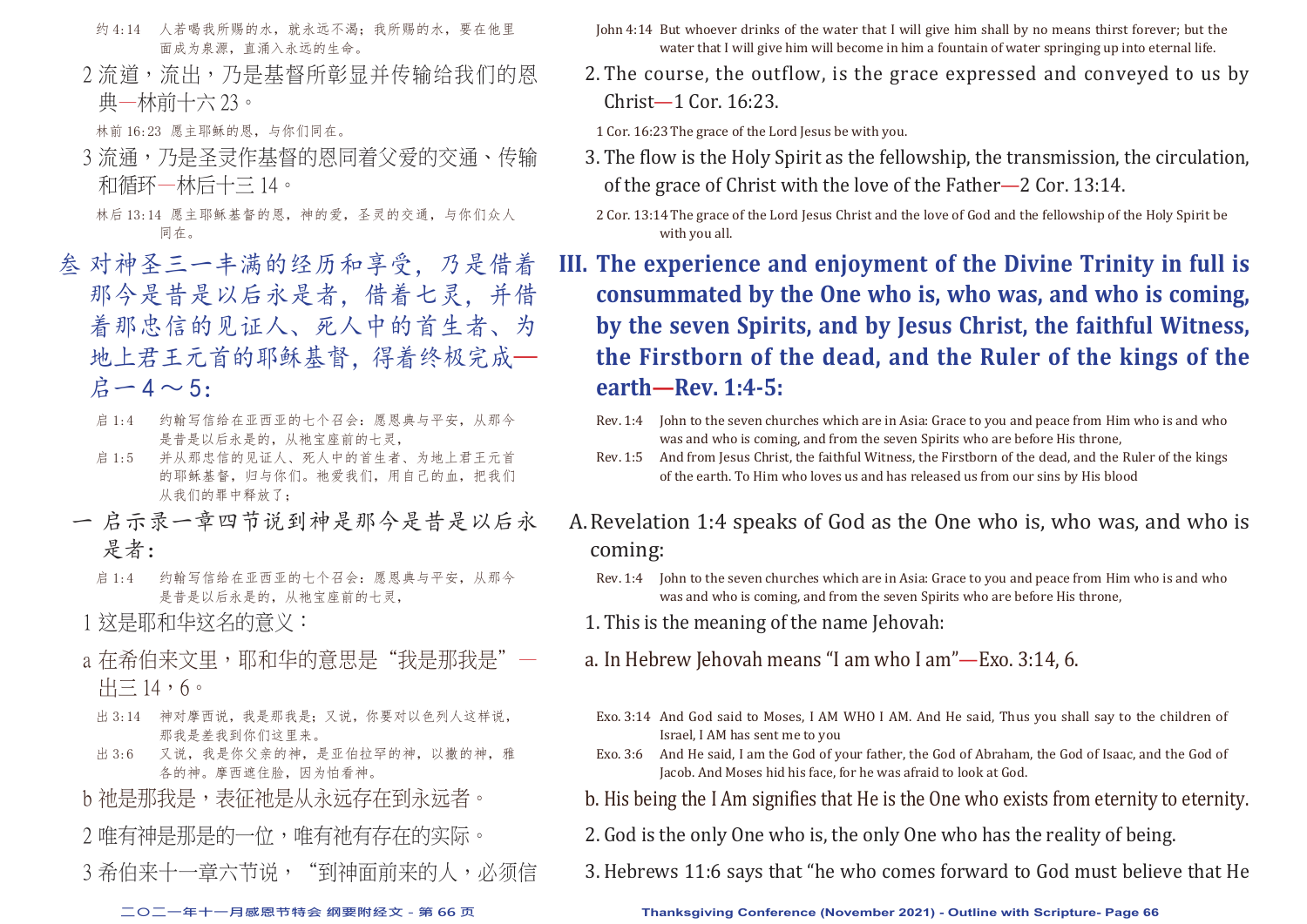约4:14 人若喝我所赐的水，就永远不渴；我所赐的水，要在他里面成为泉源，直涌入永远的生命。

2 流道，流出，乃是基督所彰显并传输给我们的恩典—林前十六23。

林前16:23 愿主耶稣的恩，与你们同在。

3 流通，乃是圣灵作基督的恩同着父爱的交通、传输和循环—林后十三14。

林后13:14 愿主耶稣基督的恩，神的爱，圣灵的交通，与你们众人同在。

## 叁 对神圣三一丰满的经历和享受，乃是借着那今是昔是以后永是者，借着七灵，并借着那忠信的见证人、死人中的首生者、为地上君王元首的耶稣基督，得着终极完成—启一4～5：

启1:4 约翰写信给在亚西亚的七个召会：愿恩典与平安，从那今是昔是以后永是的，从祂宝座前的七灵，

启1:5 并从那忠信的见证人、死人中的首生者、为地上君王元首的耶稣基督，归与你们。祂爱我们，用自己的血，把我们从我们的罪中释放了；

一 启示录一章四节说到神是那今是昔是以后永是者：

启1:4 约翰写信给在亚西亚的七个召会：愿恩典与平安，从那今是昔是以后永是的，从祂宝座前的七灵，

1 这是耶和华这名的意义：

a 在希伯来文里，耶和华的意思是"我是那我是"—出三14，6。

出3:14 神对摩西说，我是那我是；又说，你要对以色列人这样说，那我是差我到你们这里来。

出3:6 又说，我是你父亲的神，是亚伯拉罕的神，以撒的神，雅各的神。摩西遮住脸，因为怕看神。

b 祂是那我是，表征祂是从永远存在到永远者。

2 唯有神是那是的一位，唯有祂有存在的实际。

3 希伯来十一章六节说，"到神面前来的人，必须信

---

John 4:14 But whoever drinks of the water that I will give him shall by no means thirst forever; but the water that I will give him will become in him a fountain of water springing up into eternal life.

2. The course, the outflow, is the grace expressed and conveyed to us by Christ—1 Cor. 16:23.

1 Cor. 16:23 The grace of the Lord Jesus be with you.

3. The flow is the Holy Spirit as the fellowship, the transmission, the circulation, of the grace of Christ with the love of the Father—2 Cor. 13:14.

2 Cor. 13:14 The grace of the Lord Jesus Christ and the love of God and the fellowship of the Holy Spirit be with you all.

## III. The experience and enjoyment of the Divine Trinity in full is consummated by the One who is, who was, and who is coming, by the seven Spirits, and by Jesus Christ, the faithful Witness, the Firstborn of the dead, and the Ruler of the kings of the earth—Rev. 1:4-5:

Rev. 1:4 John to the seven churches which are in Asia: Grace to you and peace from Him who is and who was and who is coming, and from the seven Spirits who are before His throne,

Rev. 1:5 And from Jesus Christ, the faithful Witness, the Firstborn of the dead, and the Ruler of the kings of the earth. To Him who loves us and has released us from our sins by His blood

A. Revelation 1:4 speaks of God as the One who is, who was, and who is coming:

Rev. 1:4 John to the seven churches which are in Asia: Grace to you and peace from Him who is and who was and who is coming, and from the seven Spirits who are before His throne,

1. This is the meaning of the name Jehovah:

a. In Hebrew Jehovah means "I am who I am"—Exo. 3:14, 6.

Exo. 3:14 And God said to Moses, I AM WHO I AM. And He said, Thus you shall say to the children of Israel, I AM has sent me to you

Exo. 3:6 And He said, I am the God of your father, the God of Abraham, the God of Isaac, and the God of Jacob. And Moses hid his face, for he was afraid to look at God.

b. His being the I Am signifies that He is the One who exists from eternity to eternity.

2. God is the only One who is, the only One who has the reality of being.

3. Hebrews 11:6 says that "he who comes forward to God must believe that He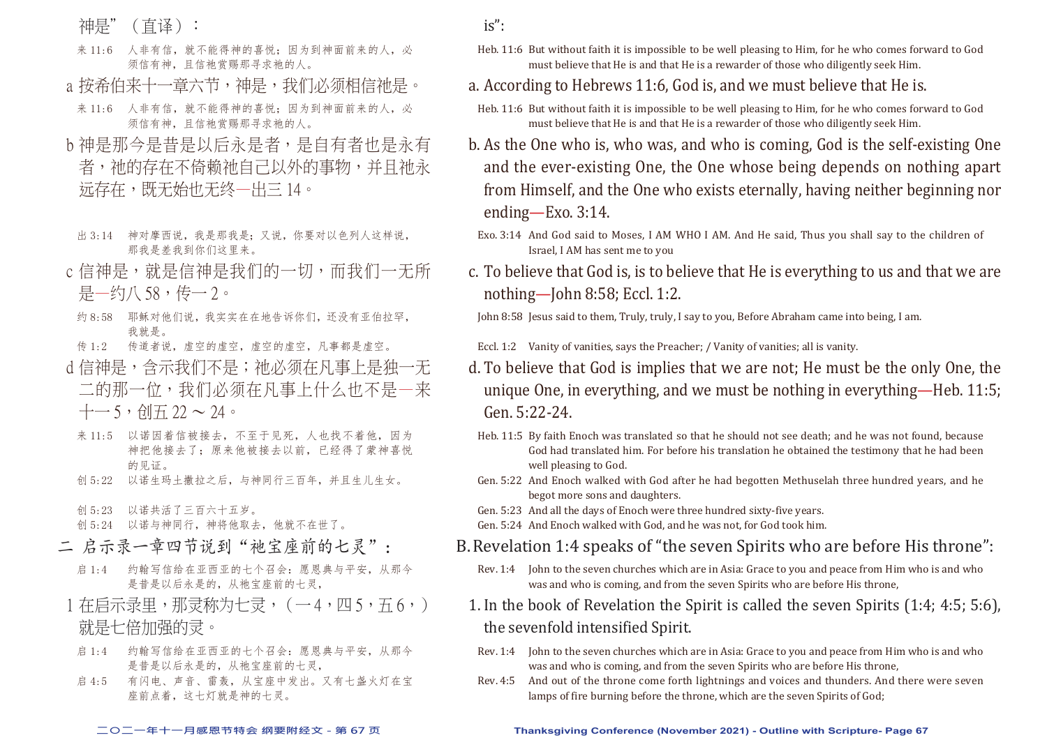神是”（直译）：

来 11:6　人非有信，就不能得神的喜悦；因为到神面前来的人，必须信有神，且信祂赏赐那寻求祂的人。

a 按希伯来十一章六节，神是，我们必须相信祂是。

来 11:6　人非有信，就不能得神的喜悦；因为到神面前来的人，必须信有神，且信祂赏赐那寻求祂的人。

b 神是那今是昔是以后永是者，是自有者也是永有者，祂的存在不倚赖祂自己以外的事物，并且祂永远存在，既无始也无终—出三 14。

出 3:14　神对摩西说，我是那我是；又说，你要对以色列人这样说，那我是差我到你们这里来。

c 信神是，就是信神是我们的一切，而我们一无所是—约八 58，传一 2。

约 8:58　耶稣对他们说，我实实在在地告诉你们，还没有亚伯拉罕，我就是。

传 1:2　传道者说，虚空的虚空，虚空的虚空，凡事都是虚空。

d 信神是，含示我们不是；祂必须在凡事上是独一无二的那一位，我们必须在凡事上什么也不是—来十一 5，创五 22 ～ 24。

来 11:5　以诺因着信被接去，不至于见死，人也找不着他，因为神把他接去了；原来他被接去以前，已经得了蒙神喜悦的见证。

创 5:22　以诺生玛土撒拉之后，与神同行三百年，并且生儿生女。

创 5:23　以诺共活了三百六十五岁。

创 5:24　以诺与神同行，神将他取去，他就不在世了。

## 二 启示录一章四节说到“祂宝座前的七灵”：

启 1:4　约翰写信给在亚西亚的七个召会：愿恩典与平安，从那今是昔是以后永是的，从祂宝座前的七灵，

1 在启示录里，那灵称为七灵，（一 4，四 5，五 6，）就是七倍加强的灵。

启 1:4　约翰写信给在亚西亚的七个召会：愿恩典与平安，从那今是昔是以后永是的，从祂宝座前的七灵，

启 4:5　有闪电、声音、雷轰，从宝座中发出。又有七盏火灯在宝座前点着，这七灯就是神的七灵。

---

is”:

Heb. 11:6　But without faith it is impossible to be well pleasing to Him, for he who comes forward to God must believe that He is and that He is a rewarder of those who diligently seek Him.

a. According to Hebrews 11:6, God is, and we must believe that He is.

Heb. 11:6　But without faith it is impossible to be well pleasing to Him, for he who comes forward to God must believe that He is and that He is a rewarder of those who diligently seek Him.

b. As the One who is, who was, and who is coming, God is the self-existing One and the ever-existing One, the One whose being depends on nothing apart from Himself, and the One who exists eternally, having neither beginning nor ending—Exo. 3:14.

Exo. 3:14　And God said to Moses, I AM WHO I AM. And He said, Thus you shall say to the children of Israel, I AM has sent me to you

c. To believe that God is, is to believe that He is everything to us and that we are nothing—John 8:58; Eccl. 1:2.

John 8:58　Jesus said to them, Truly, truly, I say to you, Before Abraham came into being, I am.

Eccl. 1:2　Vanity of vanities, says the Preacher; / Vanity of vanities; all is vanity.

d. To believe that God is implies that we are not; He must be the only One, the unique One, in everything, and we must be nothing in everything—Heb. 11:5; Gen. 5:22-24.

Heb. 11:5　By faith Enoch was translated so that he should not see death; and he was not found, because God had translated him. For before his translation he obtained the testimony that he had been well pleasing to God.

Gen. 5:22　And Enoch walked with God after he had begotten Methuselah three hundred years, and he begot more sons and daughters.

Gen. 5:23　And all the days of Enoch were three hundred sixty-five years.

Gen. 5:24　And Enoch walked with God, and he was not, for God took him.

## B. Revelation 1:4 speaks of “the seven Spirits who are before His throne”:

Rev. 1:4　John to the seven churches which are in Asia: Grace to you and peace from Him who is and who was and who is coming, and from the seven Spirits who are before His throne,

1. In the book of Revelation the Spirit is called the seven Spirits (1:4; 4:5; 5:6), the sevenfold intensified Spirit.

Rev. 1:4　John to the seven churches which are in Asia: Grace to you and peace from Him who is and who was and who is coming, and from the seven Spirits who are before His throne,

Rev. 4:5　And out of the throne come forth lightnings and voices and thunders. And there were seven lamps of fire burning before the throne, which are the seven Spirits of God;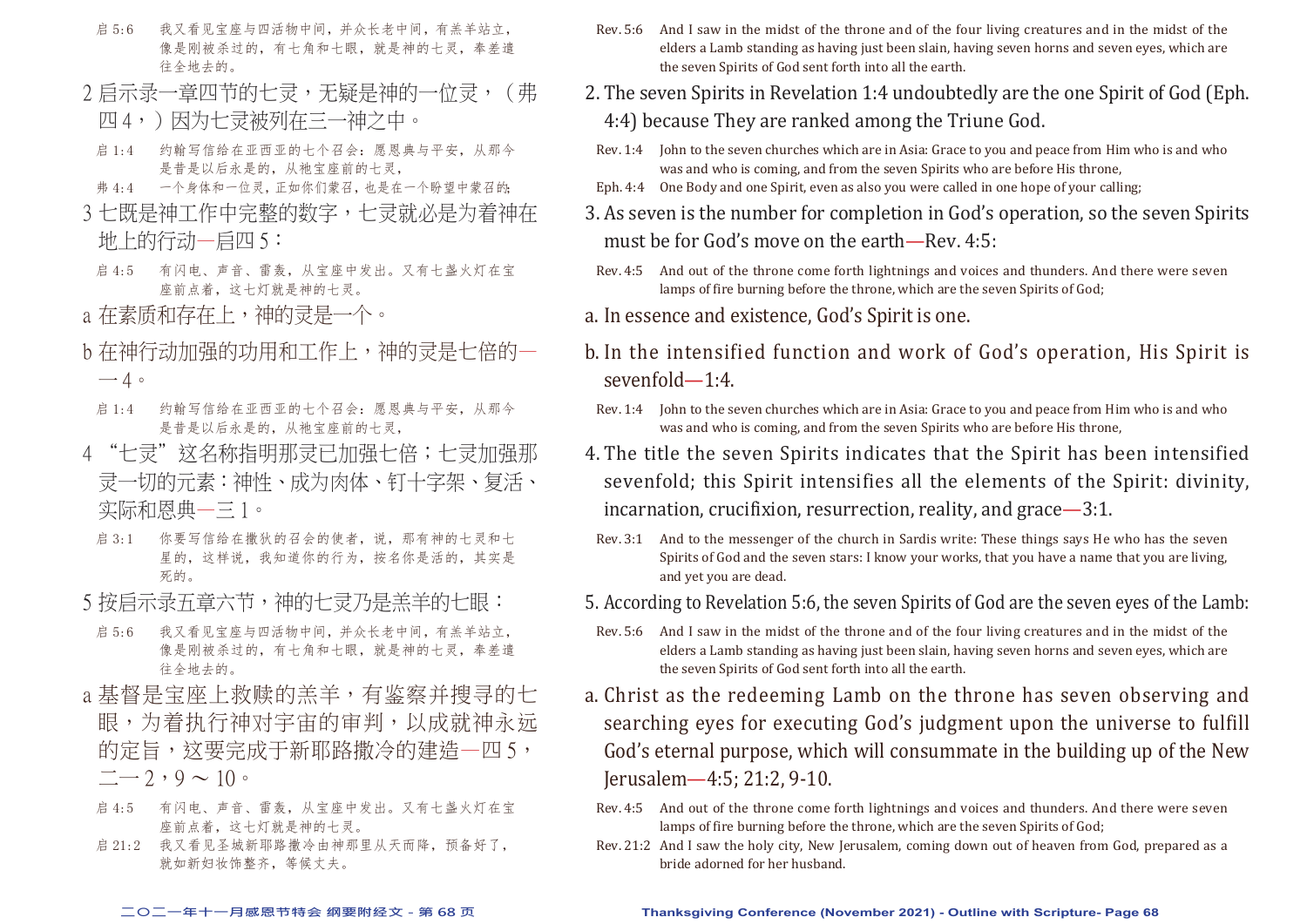启 5:6　我又看见宝座与四活物中间，并众长老中间，有羔羊站立，像是刚被杀过的，有七角和七眼，就是神的七灵，奉差遣往全地去的。

2 启示录一章四节的七灵，无疑是神的一位灵，（弗四4，）因为七灵被列在三一神之中。

启 1:4　约翰写信给在亚西亚的七个召会：愿恩典与平安，从那今是昔是以后永是的，从祂宝座前的七灵，

弗 4:4　一个身体和一位灵，正如你们蒙召，也是在一个盼望中蒙召的；

3 七既是神工作中完整的数字，七灵就必是为着神在地上的行动—启四5：

启 4:5　有闪电、声音、雷轰，从宝座中发出。又有七盏火灯在宝座前点着，这七灯就是神的七灵。

a 在素质和存在上，神的灵是一个。

b 在神行动加强的功用和工作上，神的灵是七倍的—一4。

启 1:4　约翰写信给在亚西亚的七个召会：愿恩典与平安，从那今是昔是以后永是的，从祂宝座前的七灵，

4 "七灵"这名称指明那灵已加强七倍；七灵加强那灵一切的元素：神性、成为肉体、钉十字架、复活、实际和恩典—三1。

启 3:1　你要写信给在撒狄的召会的使者，说，那有神的七灵和七星的，这样说，我知道你的行为，按名你是活的，其实是死的。

5 按启示录五章六节，神的七灵乃是羔羊的七眼：

启 5:6　我又看见宝座与四活物中间，并众长老中间，有羔羊站立，像是刚被杀过的，有七角和七眼，就是神的七灵，奉差遣往全地去的。

a 基督是宝座上救赎的羔羊，有鉴察并搜寻的七眼，为着执行神对宇宙的审判，以成就神永远的定旨，这要完成于新耶路撒冷的建造—四5，二一2，9～10。

启 4:5　有闪电、声音、雷轰，从宝座中发出。又有七盏火灯在宝座前点着，这七灯就是神的七灵。

启 21:2　我又看见圣城新耶路撒冷由神那里从天而降，预备好了，就如新妇妆饰整齐，等候丈夫。

---

Rev. 5:6　And I saw in the midst of the throne and of the four living creatures and in the midst of the elders a Lamb standing as having just been slain, having seven horns and seven eyes, which are the seven Spirits of God sent forth into all the earth.

2. The seven Spirits in Revelation 1:4 undoubtedly are the one Spirit of God (Eph. 4:4) because They are ranked among the Triune God.

Rev. 1:4　John to the seven churches which are in Asia: Grace to you and peace from Him who is and who was and who is coming, and from the seven Spirits who are before His throne,

Eph. 4:4　One Body and one Spirit, even as also you were called in one hope of your calling;

3. As seven is the number for completion in God's operation, so the seven Spirits must be for God's move on the earth—Rev. 4:5:

Rev. 4:5　And out of the throne come forth lightnings and voices and thunders. And there were seven lamps of fire burning before the throne, which are the seven Spirits of God;

a. In essence and existence, God's Spirit is one.

b. In the intensified function and work of God's operation, His Spirit is sevenfold—1:4.

Rev. 1:4　John to the seven churches which are in Asia: Grace to you and peace from Him who is and who was and who is coming, and from the seven Spirits who are before His throne,

4. The title the seven Spirits indicates that the Spirit has been intensified sevenfold; this Spirit intensifies all the elements of the Spirit: divinity, incarnation, crucifixion, resurrection, reality, and grace—3:1.

Rev. 3:1　And to the messenger of the church in Sardis write: These things says He who has the seven Spirits of God and the seven stars: I know your works, that you have a name that you are living, and yet you are dead.

5. According to Revelation 5:6, the seven Spirits of God are the seven eyes of the Lamb:

Rev. 5:6　And I saw in the midst of the throne and of the four living creatures and in the midst of the elders a Lamb standing as having just been slain, having seven horns and seven eyes, which are the seven Spirits of God sent forth into all the earth.

a. Christ as the redeeming Lamb on the throne has seven observing and searching eyes for executing God's judgment upon the universe to fulfill God's eternal purpose, which will consummate in the building up of the New Jerusalem—4:5; 21:2, 9-10.

Rev. 4:5　And out of the throne come forth lightnings and voices and thunders. And there were seven lamps of fire burning before the throne, which are the seven Spirits of God;

Rev. 21:2　And I saw the holy city, New Jerusalem, coming down out of heaven from God, prepared as a bride adorned for her husband.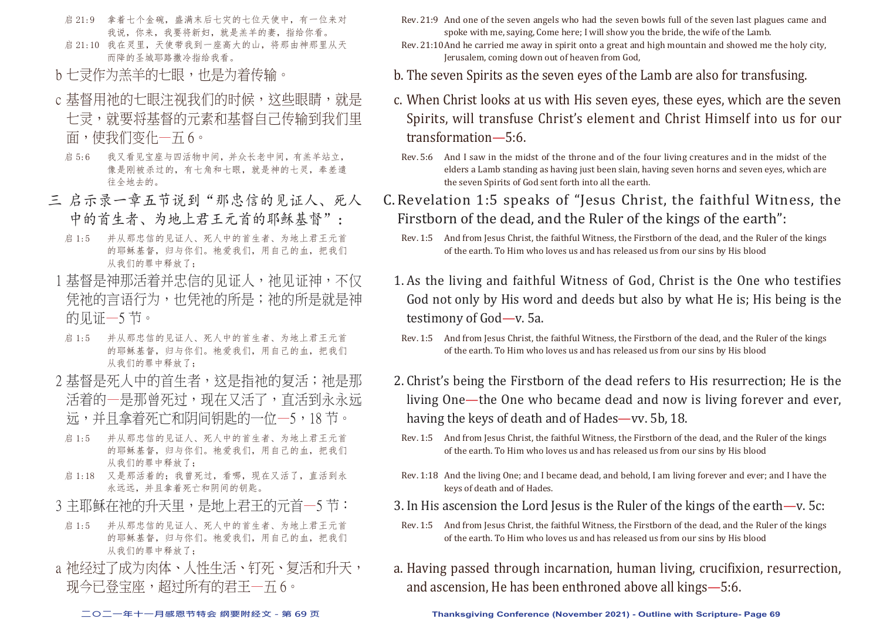启 21:9　拿着七个金碗，盛满末后七灾的七位天使中，有一位来对我说，你来，我要将新妇，就是羔羊的妻，指给你看。

启 21:10　我在灵里，天使带我到一座高大的山，将那由神那里从天而降的圣城耶路撒冷指给我看。

b 七灵作为羔羊的七眼，也是为着传输。

c 基督用祂的七眼注视我们的时候，这些眼睛，就是七灵，就要将基督的元素和基督自己传输到我们里面，使我们变化—五 6。

启 5:6　我又看见宝座与四活物中间，并众长老中间，有羔羊站立，像是刚被杀过的，有七角和七眼，就是神的七灵，奉差遣往全地去的。

三 启示录一章五节说到"那忠信的见证人、死人中的首生者、为地上君王元首的耶稣基督"：

启 1:5　并从那忠信的见证人、死人中的首生者、为地上君王元首的耶稣基督，归与你们。祂爱我们，用自己的血，把我们从我们的罪中释放了；

1 基督是神那活着并忠信的见证人，祂见证神，不仅凭祂的言语行为，也凭祂的所是；祂的所是就是神的见证—5 节。

启 1:5　并从那忠信的见证人、死人中的首生者、为地上君王元首的耶稣基督，归与你们。祂爱我们，用自己的血，把我们从我们的罪中释放了；

2 基督是死人中的首生者，这是指祂的复活；祂是那活着的—是那曾死过，现在又活了，直活到永永远远，并且拿着死亡和阴间钥匙的一位—5，18 节。

启 1:5　并从那忠信的见证人、死人中的首生者、为地上君王元首的耶稣基督，归与你们。祂爱我们，用自己的血，把我们从我们的罪中释放了；

启 1:18　又是那活着的；我曾死过，看哪，现在又活了，直活到永永远远，并且拿着死亡和阴间的钥匙。

3 主耶稣在祂的升天里，是地上君王的元首—5 节：

启 1:5　并从那忠信的见证人、死人中的首生者、为地上君王元首的耶稣基督，归与你们。祂爱我们，用自己的血，把我们从我们的罪中释放了；

a 祂经过了成为肉体、人性生活、钉死、复活和升天，现今已登宝座，超过所有的君王—五 6。

---

Rev. 21:9　And one of the seven angels who had the seven bowls full of the seven last plagues came and spoke with me, saying, Come here; I will show you the bride, the wife of the Lamb.

Rev. 21:10　And he carried me away in spirit onto a great and high mountain and showed me the holy city, Jerusalem, coming down out of heaven from God,

b. The seven Spirits as the seven eyes of the Lamb are also for transfusing.

c. When Christ looks at us with His seven eyes, these eyes, which are the seven Spirits, will transfuse Christ's element and Christ Himself into us for our transformation—5:6.

Rev. 5:6　And I saw in the midst of the throne and of the four living creatures and in the midst of the elders a Lamb standing as having just been slain, having seven horns and seven eyes, which are the seven Spirits of God sent forth into all the earth.

C. Revelation 1:5 speaks of "Jesus Christ, the faithful Witness, the Firstborn of the dead, and the Ruler of the kings of the earth":

Rev. 1:5　And from Jesus Christ, the faithful Witness, the Firstborn of the dead, and the Ruler of the kings of the earth. To Him who loves us and has released us from our sins by His blood

1. As the living and faithful Witness of God, Christ is the One who testifies God not only by His word and deeds but also by what He is; His being is the testimony of God—v. 5a.

Rev. 1:5　And from Jesus Christ, the faithful Witness, the Firstborn of the dead, and the Ruler of the kings of the earth. To Him who loves us and has released us from our sins by His blood

2. Christ's being the Firstborn of the dead refers to His resurrection; He is the living One—the One who became dead and now is living forever and ever, having the keys of death and of Hades—vv. 5b, 18.

Rev. 1:5　And from Jesus Christ, the faithful Witness, the Firstborn of the dead, and the Ruler of the kings of the earth. To Him who loves us and has released us from our sins by His blood

Rev. 1:18　And the living One; and I became dead, and behold, I am living forever and ever; and I have the keys of death and of Hades.

3. In His ascension the Lord Jesus is the Ruler of the kings of the earth—v. 5c:

Rev. 1:5　And from Jesus Christ, the faithful Witness, the Firstborn of the dead, and the Ruler of the kings of the earth. To Him who loves us and has released us from our sins by His blood

a. Having passed through incarnation, human living, crucifixion, resurrection, and ascension, He has been enthroned above all kings—5:6.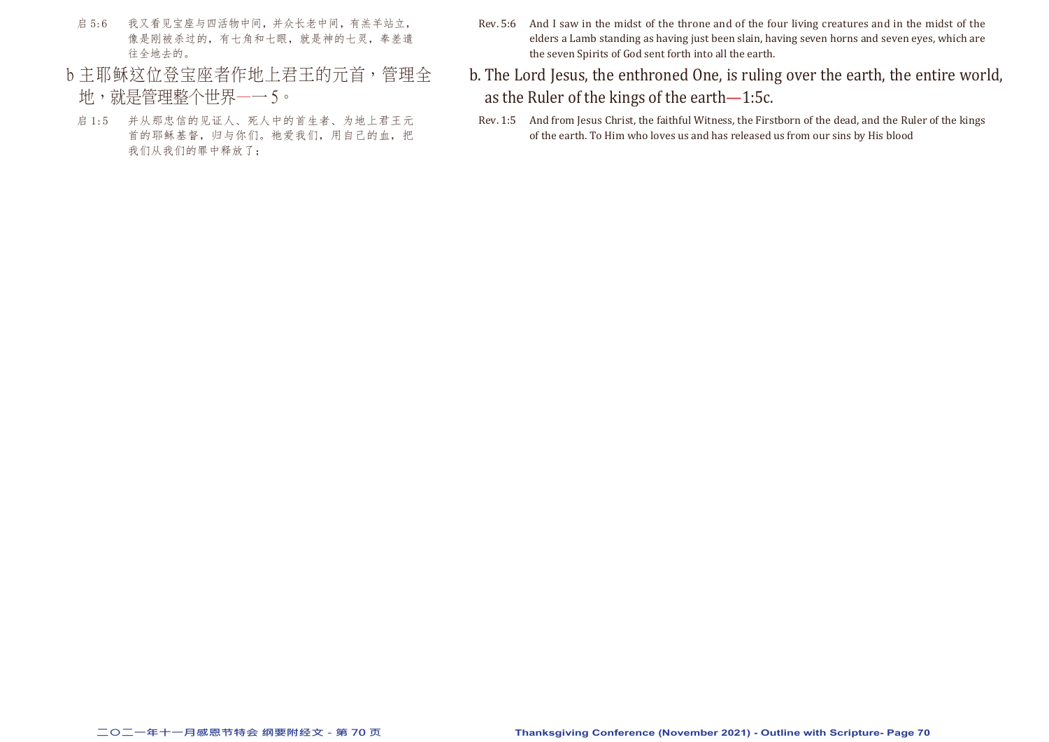启 5:6　我又看见宝座与四活物中间，并众长老中间，有羔羊站立，像是刚被杀过的，有七角和七眼，就是神的七灵，奉差遣往全地去的。

b 主耶稣这位登宝座者作地上君王的元首，管理全地，就是管理整个世界——一 5。

启 1:5　并从那忠信的见证人、死人中的首生者、为地上君王元首的耶稣基督，归与你们。祂爱我们，用自己的血，把我们从我们的罪中释放了；

Rev. 5:6　And I saw in the midst of the throne and of the four living creatures and in the midst of the elders a Lamb standing as having just been slain, having seven horns and seven eyes, which are the seven Spirits of God sent forth into all the earth.

b. The Lord Jesus, the enthroned One, is ruling over the earth, the entire world, as the Ruler of the kings of the earth—1:5c.

Rev. 1:5　And from Jesus Christ, the faithful Witness, the Firstborn of the dead, and the Ruler of the kings of the earth. To Him who loves us and has released us from our sins by His blood